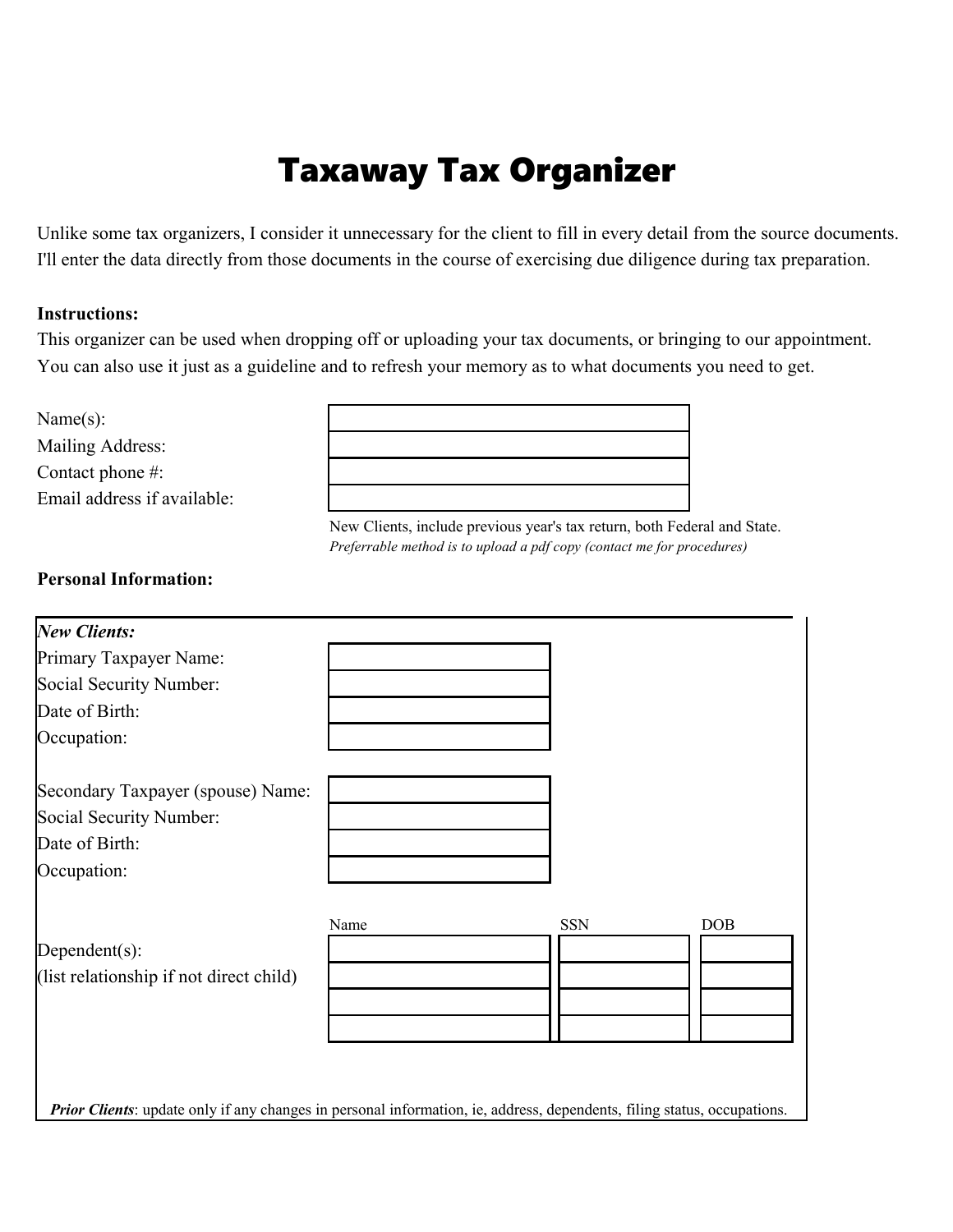# Taxaway Tax Organizer

Unlike some tax organizers, I consider it unnecessary for the client to fill in every detail from the source documents. I'll enter the data directly from those documents in the course of exercising due diligence during tax preparation.

**Instructions:**

This organizer can be used when dropping off or uploading your tax documents, or bringing to our appointment. You can also use it just as a guideline and to refresh your memory as to what documents you need to get.

| | |
|---|---|
| Name(s): | |
| Mailing Address: | |
| Contact phone #: | |
| Email address if available: | |

New Clients, include previous year's tax return, both Federal and State.
*Preferrable method is to upload a pdf copy (contact me for procedures)*

**Personal Information:**

***New Clients:***

| | |
|---|---|
| Primary Taxpayer Name: | |
| Social Security Number: | |
| Date of Birth: | |
| Occupation: | |

| | |
|---|---|
| Secondary Taxpayer (spouse) Name: | |
| Social Security Number: | |
| Date of Birth: | |
| Occupation: | |

Dependent(s):
(list relationship if not direct child)

| Name | SSN | DOB |
|---|---|---|
| | | |
| | | |
| | | |
| | | |

***Prior Clients***: update only if any changes in personal information, ie, address, dependents, filing status, occupations.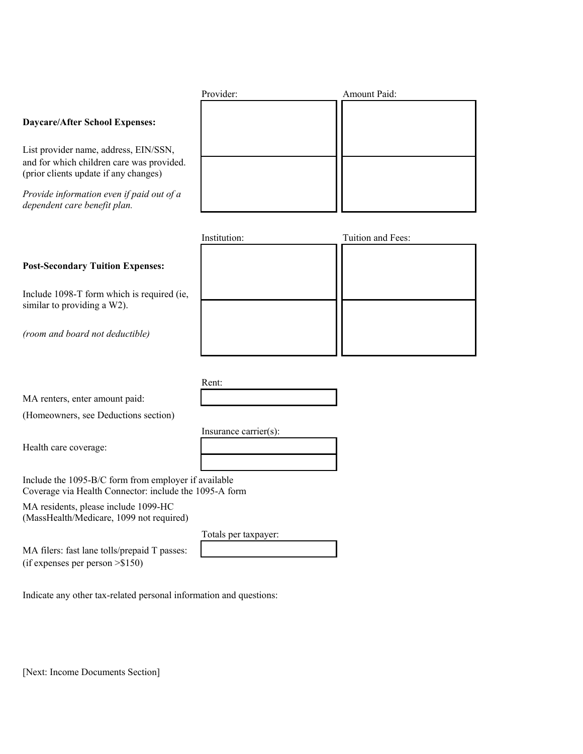**Daycare/After School Expenses:**

List provider name, address, EIN/SSN, and for which children care was provided. (prior clients update if any changes)

*Provide information even if paid out of a dependent care benefit plan.*

| Provider: | Amount Paid: |
| --- | --- |
| | |
| | |

**Post-Secondary Tuition Expenses:**

Include 1098-T form which is required (ie, similar to providing a W2).

*(room and board not deductible)*

| Institution: | Tuition and Fees: |
| --- | --- |
| | |
| | |

MA renters, enter amount paid:

(Homeowners, see Deductions section)

| Rent: |
| --- |
| |

Health care coverage:

| Insurance carrier(s): |
| --- |
| |
| |

Include the 1095-B/C form from employer if available
Coverage via Health Connector: include the 1095-A form

MA residents, please include 1099-HC
(MassHealth/Medicare, 1099 not required)

MA filers: fast lane tolls/prepaid T passes:
(if expenses per person >$150)

| Totals per taxpayer: |
| --- |
| |

Indicate any other tax-related personal information and questions:

[Next: Income Documents Section]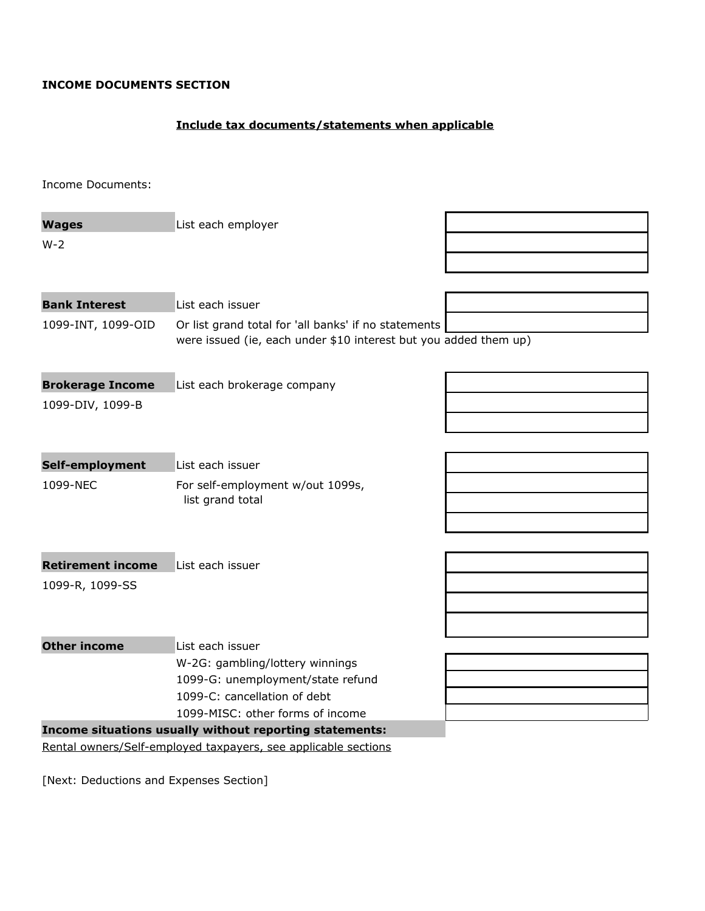**INCOME DOCUMENTS SECTION**

**Include tax documents/statements when applicable**

Income Documents:

| | | |
|---|---|---|
| **Wages** | List each employer | |
| W-2 | | |
| | | |
| **Bank Interest** | List each issuer | |
| 1099-INT, 1099-OID | Or list grand total for 'all banks' if no statements were issued (ie, each under $10 interest but you added them up) | |
| **Brokerage Income** | List each brokerage company | |
| 1099-DIV, 1099-B | | |
| | | |
| **Self-employment** | List each issuer | |
| 1099-NEC | For self-employment w/out 1099s, list grand total | |
| | | |
| | | |
| **Retirement income** | List each issuer | |
| 1099-R, 1099-SS | | |
| | | |
| | | |
| **Other income** | List each issuer | |
| | W-2G: gambling/lottery winnings | |
| | 1099-G: unemployment/state refund | |
| | 1099-C: cancellation of debt | |
| | 1099-MISC: other forms of income | |

**Income situations usually without reporting statements:**

Rental owners/Self-employed taxpayers, see applicable sections

[Next: Deductions and Expenses Section]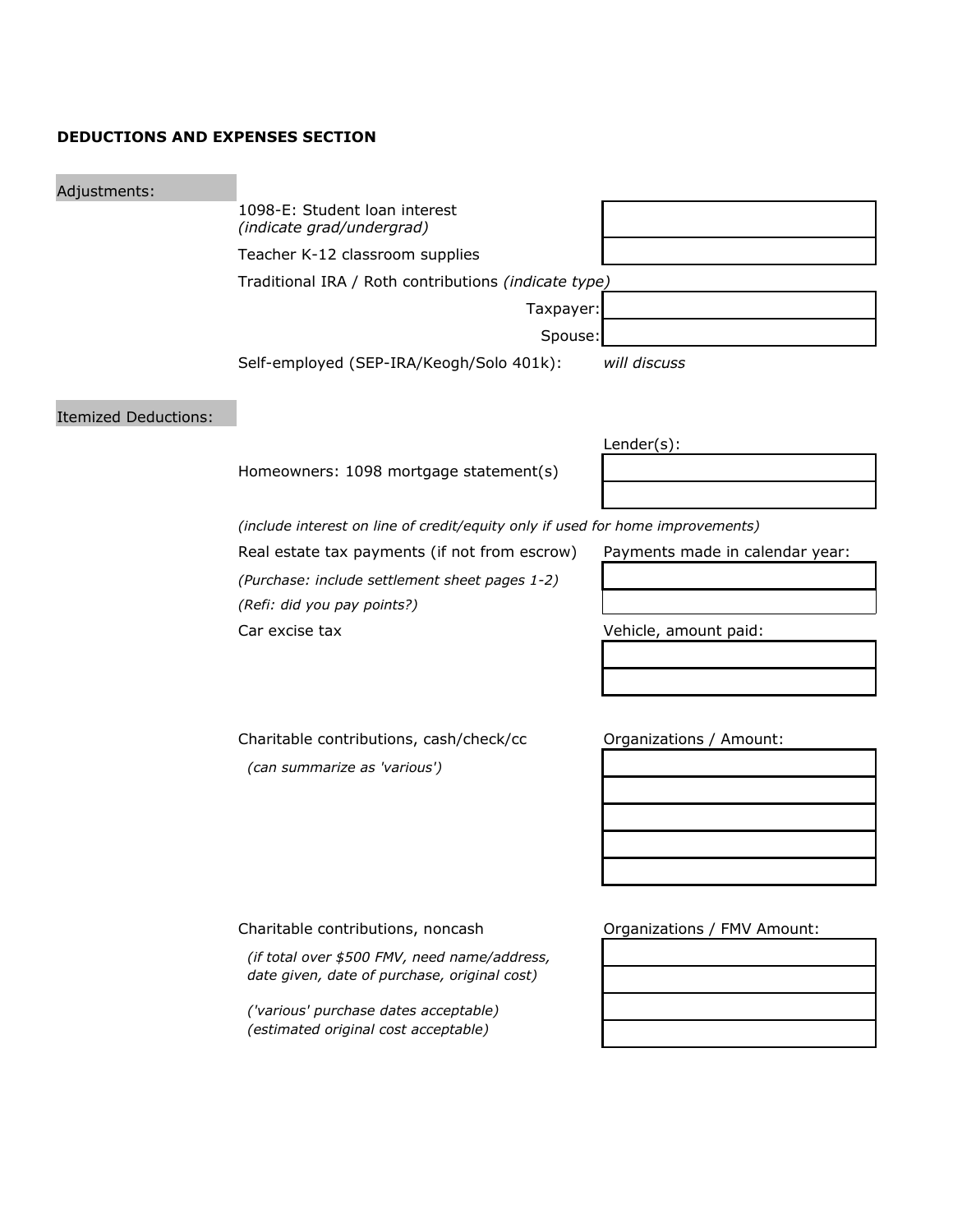**DEDUCTIONS AND EXPENSES SECTION**

Adjustments:

| | |
|---|---|
| 1098-E: Student loan interest *(indicate grad/undergrad)* | |
| Teacher K-12 classroom supplies | |
| Traditional IRA / Roth contributions *(indicate type)* | |
| Taxpayer: | |
| Spouse: | |
| Self-employed (SEP-IRA/Keogh/Solo 401k): | *will discuss* |

Itemized Deductions:

| | Lender(s): |
|---|---|
| Homeowners: 1098 mortgage statement(s) | |
| | |

*(include interest on line of credit/equity only if used for home improvements)*

| | Payments made in calendar year: |
|---|---|
| Real estate tax payments (if not from escrow) *(Purchase: include settlement sheet pages 1-2)* | |
| *(Refi: did you pay points?)* | |

| | Vehicle, amount paid: |
|---|---|
| Car excise tax | |
| | |

| | Organizations / Amount: |
|---|---|
| Charitable contributions, cash/check/cc *(can summarize as 'various')* | |
| | |
| | |
| | |
| | |

| | Organizations / FMV Amount: |
|---|---|
| Charitable contributions, noncash *(if total over $500 FMV, need name/address, date given, date of purchase, original cost)* | |
| *('various' purchase dates acceptable)* | |
| *(estimated original cost acceptable)* | |
| | |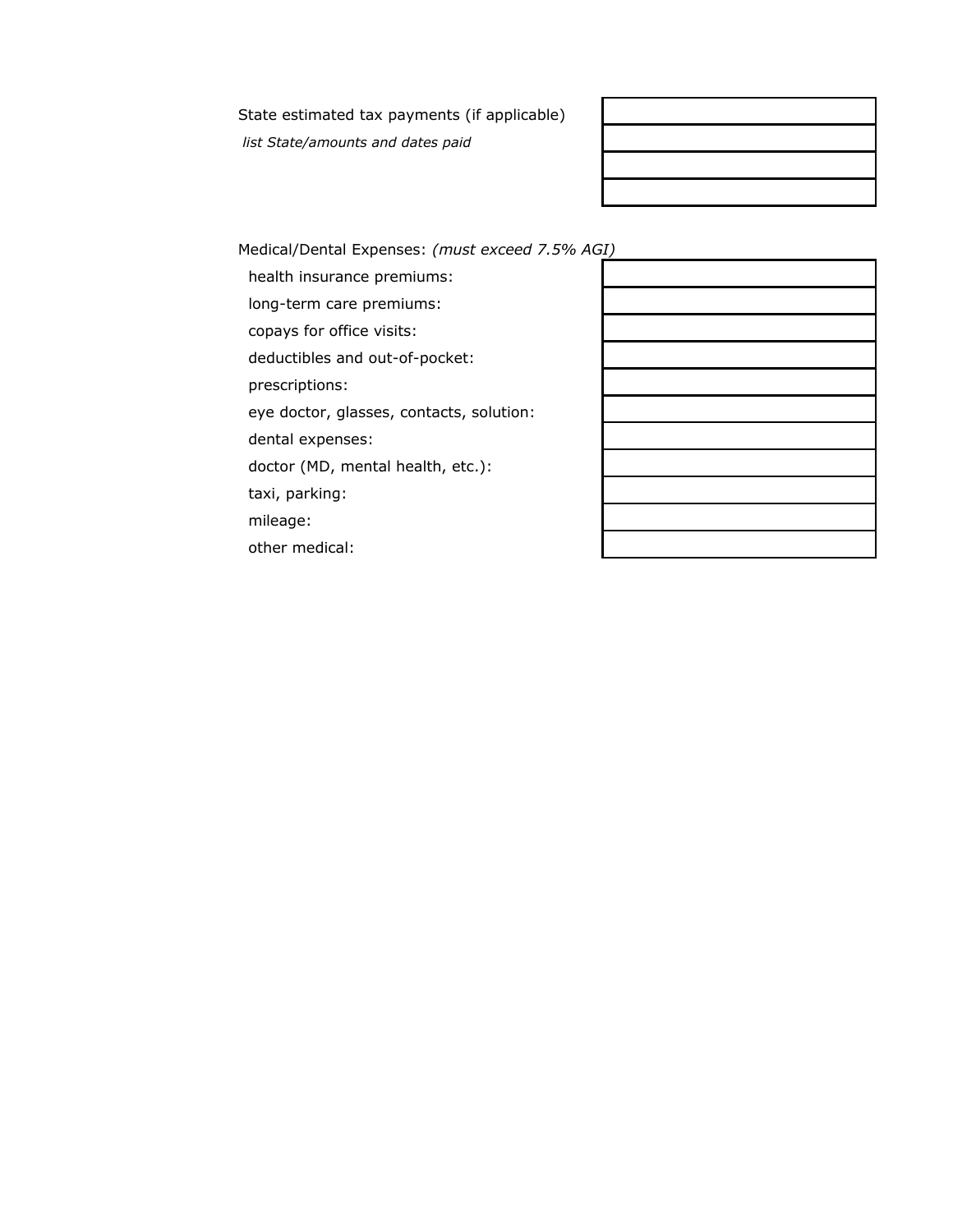| State estimated tax payments (if applicable) | |
| --- | --- |
| *list State/amounts and dates paid* | |
| | |
| | |

| Medical/Dental Expenses: *(must exceed 7.5% AGI)* | |
| --- | --- |
| health insurance premiums: | |
| long-term care premiums: | |
| copays for office visits: | |
| deductibles and out-of-pocket: | |
| prescriptions: | |
| eye doctor, glasses, contacts, solution: | |
| dental expenses: | |
| doctor (MD, mental health, etc.): | |
| taxi, parking: | |
| mileage: | |
| other medical: | |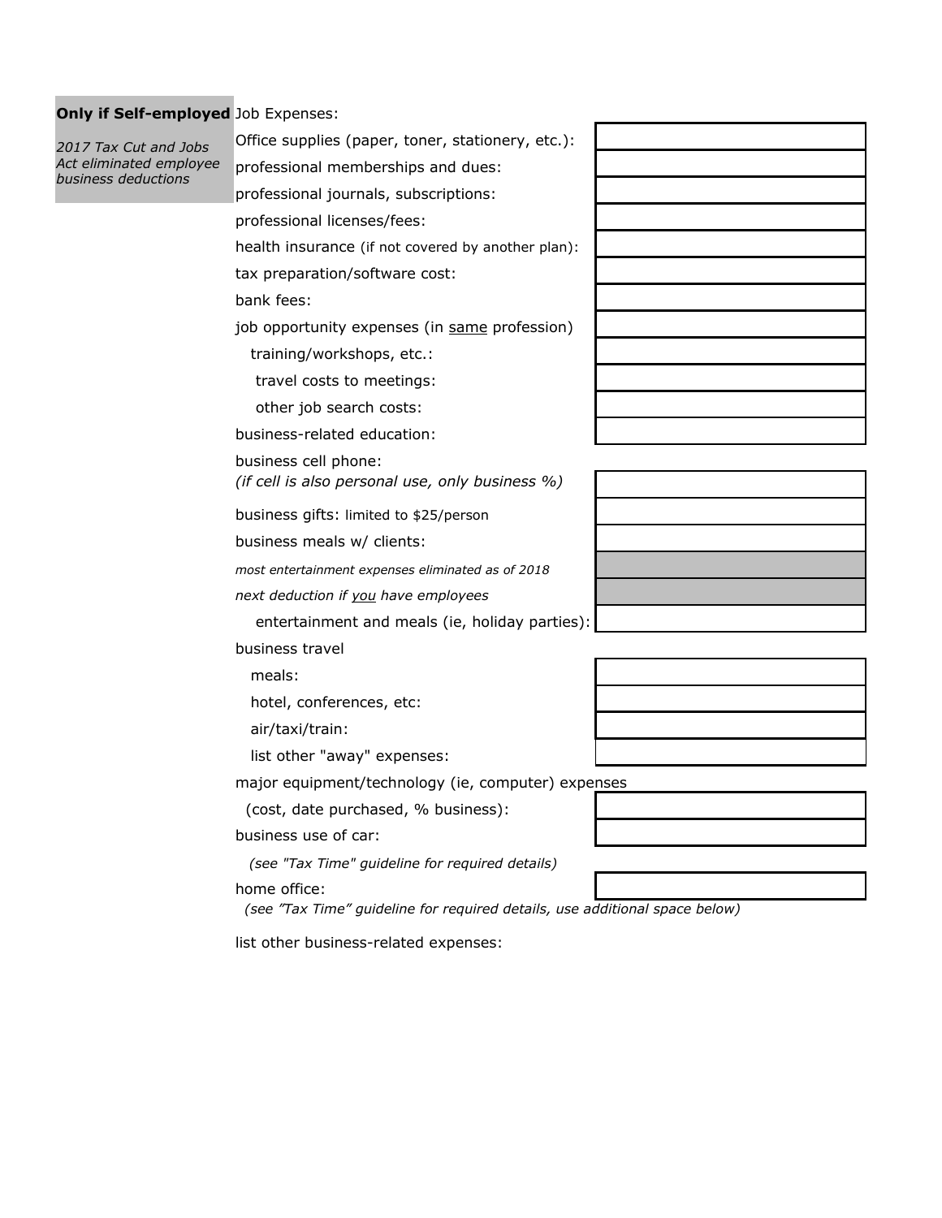**Only if Self-employed**

*2017 Tax Cut and Jobs Act eliminated employee business deductions*

Job Expenses:

| | |
|---|---|
| Office supplies (paper, toner, stationery, etc.): | |
| professional memberships and dues: | |
| professional journals, subscriptions: | |
| professional licenses/fees: | |
| health insurance (if not covered by another plan): | |
| tax preparation/software cost: | |
| bank fees: | |
| job opportunity expenses (in <u>same</u> profession) | |
| training/workshops, etc.: | |
| travel costs to meetings: | |
| other job search costs: | |
| business-related education: | |
| business cell phone: *(if cell is also personal use, only business %)* | |
| business gifts: limited to $25/person | |
| business meals w/ clients: | |
| *most entertainment expenses eliminated as of 2018* | |
| *next deduction if <u>you</u> have employees* | |
| entertainment and meals (ie, holiday parties): | |

business travel

| | |
|---|---|
| meals: | |
| hotel, conferences, etc: | |
| air/taxi/train: | |
| list other "away" expenses: | |

major equipment/technology (ie, computer) expenses

| | |
|---|---|
| (cost, date purchased, % business): | |
| business use of car: | |

*(see "Tax Time" guideline for required details)*

| | |
|---|---|
| home office: | |

*(see "Tax Time" guideline for required details, use additional space below)*

list other business-related expenses: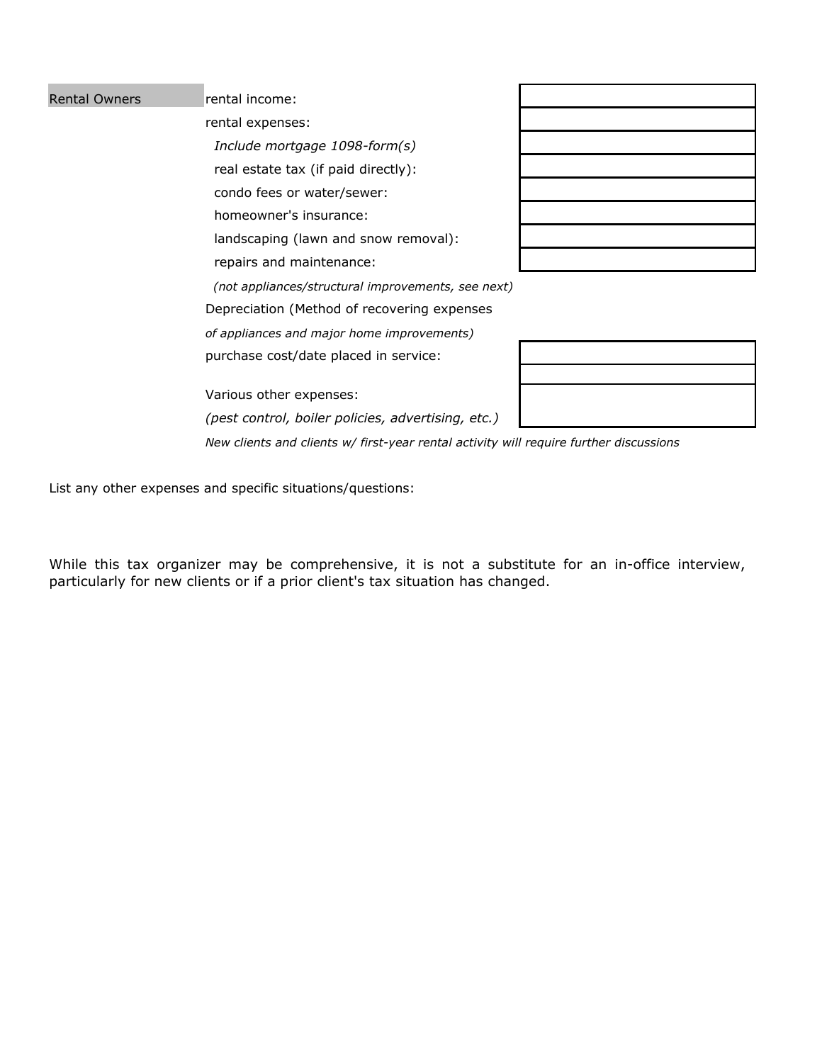| | | |
|---|---|---|
| Rental Owners | rental income: | |
| | rental expenses: | |
| | *Include mortgage 1098-form(s)* | |
| | real estate tax (if paid directly): | |
| | condo fees or water/sewer: | |
| | homeowner's insurance: | |
| | landscaping (lawn and snow removal): | |
| | repairs and maintenance: | |
| | *(not appliances/structural improvements, see next)* | |
| | Depreciation (Method of recovering expenses *of appliances and major home improvements)* | |
| | purchase cost/date placed in service: | |
| | | |
| | Various other expenses: *(pest control, boiler policies, advertising, etc.)* | |

*New clients and clients w/ first-year rental activity will require further discussions*

List any other expenses and specific situations/questions:

While this tax organizer may be comprehensive, it is not a substitute for an in-office interview, particularly for new clients or if a prior client's tax situation has changed.